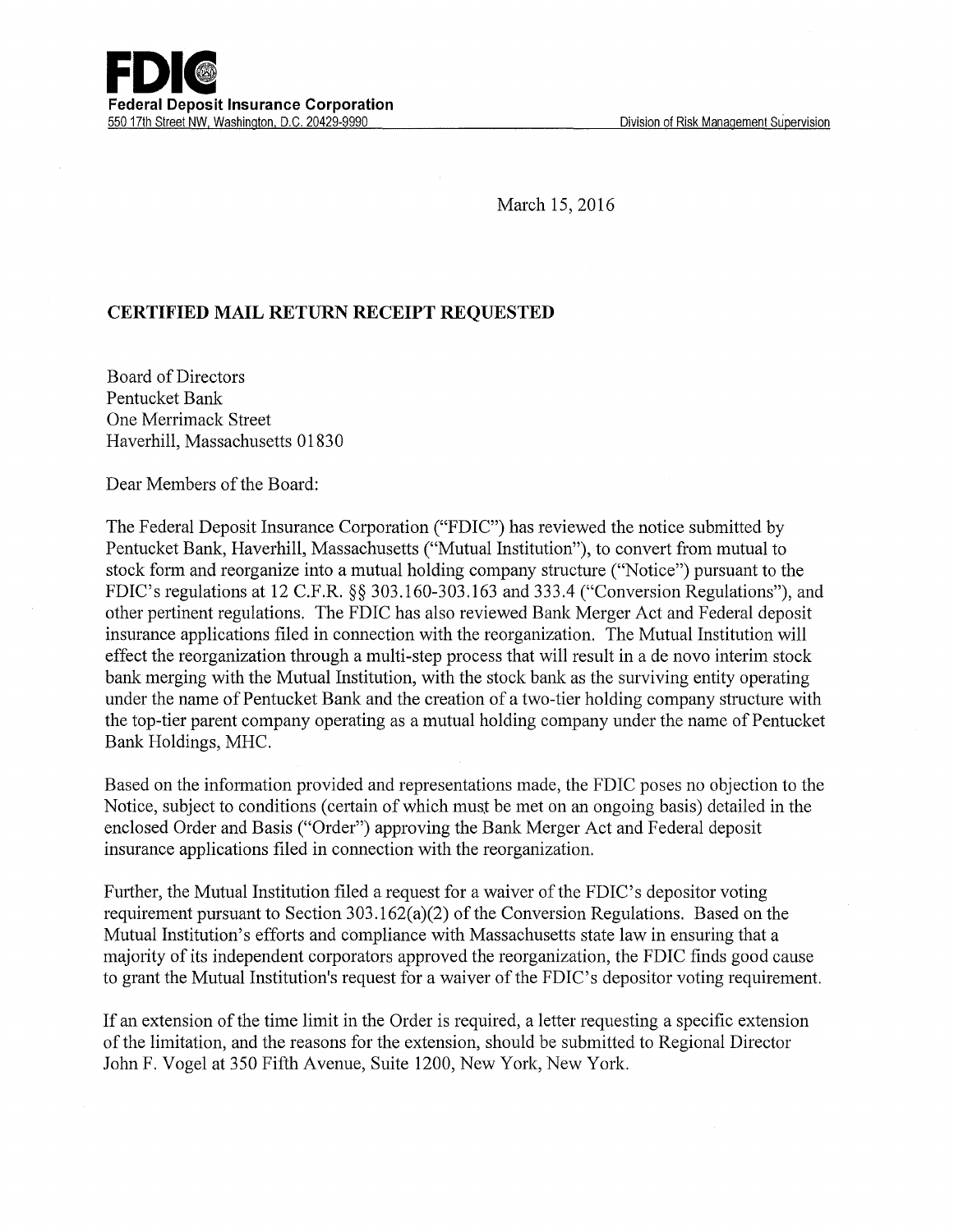**FDIC**
**Federal Deposit Insurance Corporation**
550 17th Street NW, Washington, D.C. 20429-9990

Division of Risk Management Supervision

March 15, 2016

**CERTIFIED MAIL RETURN RECEIPT REQUESTED**

Board of Directors
Pentucket Bank
One Merrimack Street
Haverhill, Massachusetts 01830

Dear Members of the Board:

The Federal Deposit Insurance Corporation ("FDIC") has reviewed the notice submitted by Pentucket Bank, Haverhill, Massachusetts ("Mutual Institution"), to convert from mutual to stock form and reorganize into a mutual holding company structure ("Notice") pursuant to the FDIC's regulations at 12 C.F.R. §§ 303.160-303.163 and 333.4 ("Conversion Regulations"), and other pertinent regulations. The FDIC has also reviewed Bank Merger Act and Federal deposit insurance applications filed in connection with the reorganization. The Mutual Institution will effect the reorganization through a multi-step process that will result in a de novo interim stock bank merging with the Mutual Institution, with the stock bank as the surviving entity operating under the name of Pentucket Bank and the creation of a two-tier holding company structure with the top-tier parent company operating as a mutual holding company under the name of Pentucket Bank Holdings, MHC.

Based on the information provided and representations made, the FDIC poses no objection to the Notice, subject to conditions (certain of which must be met on an ongoing basis) detailed in the enclosed Order and Basis ("Order") approving the Bank Merger Act and Federal deposit insurance applications filed in connection with the reorganization.

Further, the Mutual Institution filed a request for a waiver of the FDIC's depositor voting requirement pursuant to Section 303.162(a)(2) of the Conversion Regulations. Based on the Mutual Institution's efforts and compliance with Massachusetts state law in ensuring that a majority of its independent corporators approved the reorganization, the FDIC finds good cause to grant the Mutual Institution's request for a waiver of the FDIC's depositor voting requirement.

If an extension of the time limit in the Order is required, a letter requesting a specific extension of the limitation, and the reasons for the extension, should be submitted to Regional Director John F. Vogel at 350 Fifth Avenue, Suite 1200, New York, New York.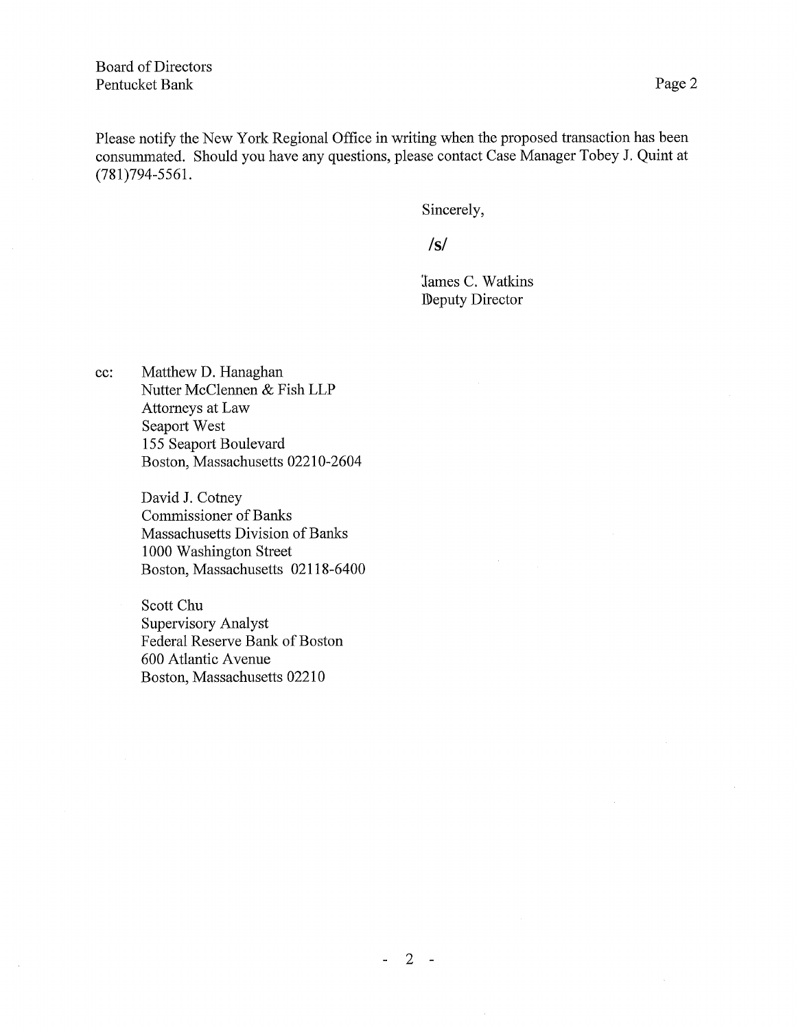Please notify the New York Regional Office in writing when the proposed transaction has been consummated. Should you have any questions, please contact Case Manager Tobey J. Quint at (781)794-5561.

Sincerely,

/s/

James C. Watkins
Deputy Director

cc: Matthew D. Hanaghan
Nutter McClennen & Fish LLP
Attorneys at Law
Seaport West
155 Seaport Boulevard
Boston, Massachusetts 02210-2604

David J. Cotney
Commissioner of Banks
Massachusetts Division of Banks
1000 Washington Street
Boston, Massachusetts 02118-6400

Scott Chu
Supervisory Analyst
Federal Reserve Bank of Boston
600 Atlantic Avenue
Boston, Massachusetts 02210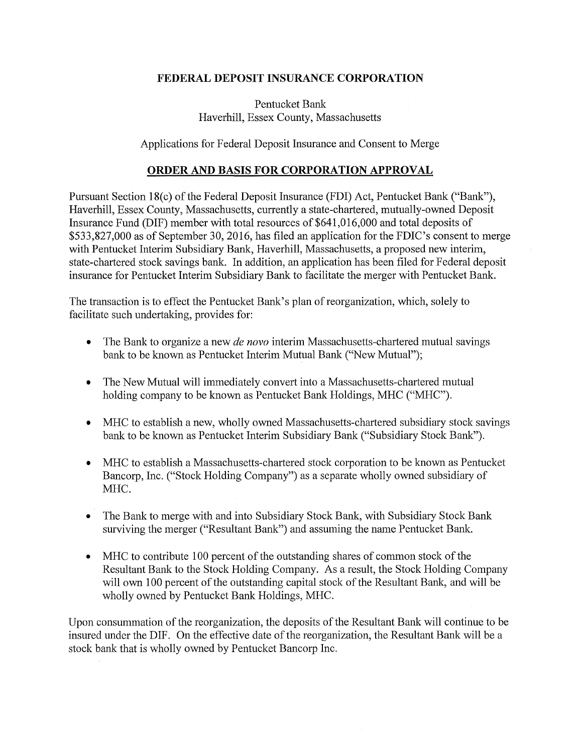**FEDERAL DEPOSIT INSURANCE CORPORATION**

Pentucket Bank
Haverhill, Essex County, Massachusetts

Applications for Federal Deposit Insurance and Consent to Merge

## ORDER AND BASIS FOR CORPORATION APPROVAL

Pursuant Section 18(c) of the Federal Deposit Insurance (FDI) Act, Pentucket Bank ("Bank"), Haverhill, Essex County, Massachusetts, currently a state-chartered, mutually-owned Deposit Insurance Fund (DIF) member with total resources of $641,016,000 and total deposits of $533,827,000 as of September 30, 2016, has filed an application for the FDIC's consent to merge with Pentucket Interim Subsidiary Bank, Haverhill, Massachusetts, a proposed new interim, state-chartered stock savings bank. In addition, an application has been filed for Federal deposit insurance for Pentucket Interim Subsidiary Bank to facilitate the merger with Pentucket Bank.

The transaction is to effect the Pentucket Bank's plan of reorganization, which, solely to facilitate such undertaking, provides for:

- The Bank to organize a new *de novo* interim Massachusetts-chartered mutual savings bank to be known as Pentucket Interim Mutual Bank ("New Mutual");
- The New Mutual will immediately convert into a Massachusetts-chartered mutual holding company to be known as Pentucket Bank Holdings, MHC ("MHC").
- MHC to establish a new, wholly owned Massachusetts-chartered subsidiary stock savings bank to be known as Pentucket Interim Subsidiary Bank ("Subsidiary Stock Bank").
- MHC to establish a Massachusetts-chartered stock corporation to be known as Pentucket Bancorp, Inc. ("Stock Holding Company") as a separate wholly owned subsidiary of MHC.
- The Bank to merge with and into Subsidiary Stock Bank, with Subsidiary Stock Bank surviving the merger ("Resultant Bank") and assuming the name Pentucket Bank.
- MHC to contribute 100 percent of the outstanding shares of common stock of the Resultant Bank to the Stock Holding Company. As a result, the Stock Holding Company will own 100 percent of the outstanding capital stock of the Resultant Bank, and will be wholly owned by Pentucket Bank Holdings, MHC.

Upon consummation of the reorganization, the deposits of the Resultant Bank will continue to be insured under the DIF. On the effective date of the reorganization, the Resultant Bank will be a stock bank that is wholly owned by Pentucket Bancorp Inc.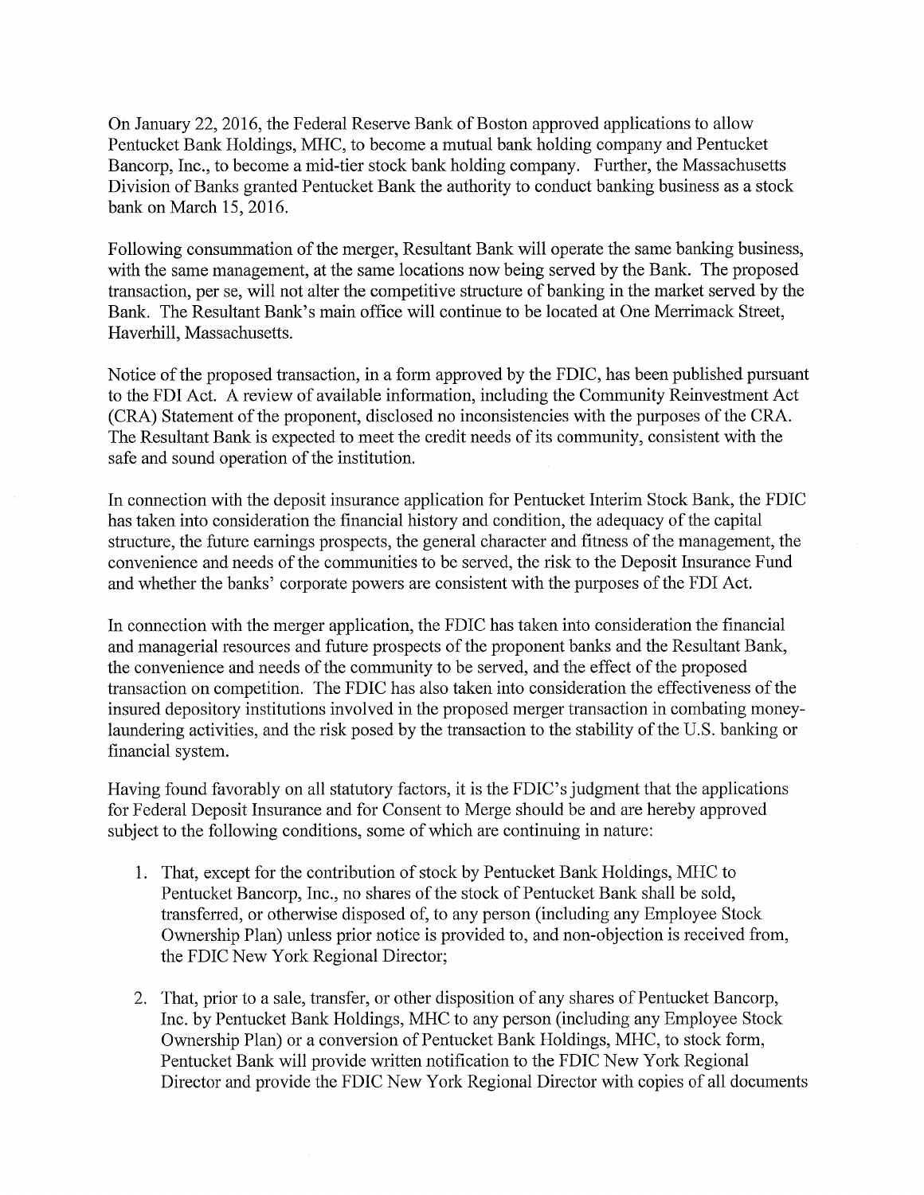On January 22, 2016, the Federal Reserve Bank of Boston approved applications to allow Pentucket Bank Holdings, MHC, to become a mutual bank holding company and Pentucket Bancorp, Inc., to become a mid-tier stock bank holding company. Further, the Massachusetts Division of Banks granted Pentucket Bank the authority to conduct banking business as a stock bank on March 15, 2016.

Following consummation of the merger, Resultant Bank will operate the same banking business, with the same management, at the same locations now being served by the Bank. The proposed transaction, per se, will not alter the competitive structure of banking in the market served by the Bank. The Resultant Bank's main office will continue to be located at One Merrimack Street, Haverhill, Massachusetts.

Notice of the proposed transaction, in a form approved by the FDIC, has been published pursuant to the FDI Act. A review of available information, including the Community Reinvestment Act (CRA) Statement of the proponent, disclosed no inconsistencies with the purposes of the CRA. The Resultant Bank is expected to meet the credit needs of its community, consistent with the safe and sound operation of the institution.

In connection with the deposit insurance application for Pentucket Interim Stock Bank, the FDIC has taken into consideration the financial history and condition, the adequacy of the capital structure, the future earnings prospects, the general character and fitness of the management, the convenience and needs of the communities to be served, the risk to the Deposit Insurance Fund and whether the banks' corporate powers are consistent with the purposes of the FDI Act.

In connection with the merger application, the FDIC has taken into consideration the financial and managerial resources and future prospects of the proponent banks and the Resultant Bank, the convenience and needs of the community to be served, and the effect of the proposed transaction on competition. The FDIC has also taken into consideration the effectiveness of the insured depository institutions involved in the proposed merger transaction in combating money-laundering activities, and the risk posed by the transaction to the stability of the U.S. banking or financial system.

Having found favorably on all statutory factors, it is the FDIC's judgment that the applications for Federal Deposit Insurance and for Consent to Merge should be and are hereby approved subject to the following conditions, some of which are continuing in nature:

1. That, except for the contribution of stock by Pentucket Bank Holdings, MHC to Pentucket Bancorp, Inc., no shares of the stock of Pentucket Bank shall be sold, transferred, or otherwise disposed of, to any person (including any Employee Stock Ownership Plan) unless prior notice is provided to, and non-objection is received from, the FDIC New York Regional Director;

2. That, prior to a sale, transfer, or other disposition of any shares of Pentucket Bancorp, Inc. by Pentucket Bank Holdings, MHC to any person (including any Employee Stock Ownership Plan) or a conversion of Pentucket Bank Holdings, MHC, to stock form, Pentucket Bank will provide written notification to the FDIC New York Regional Director and provide the FDIC New York Regional Director with copies of all documents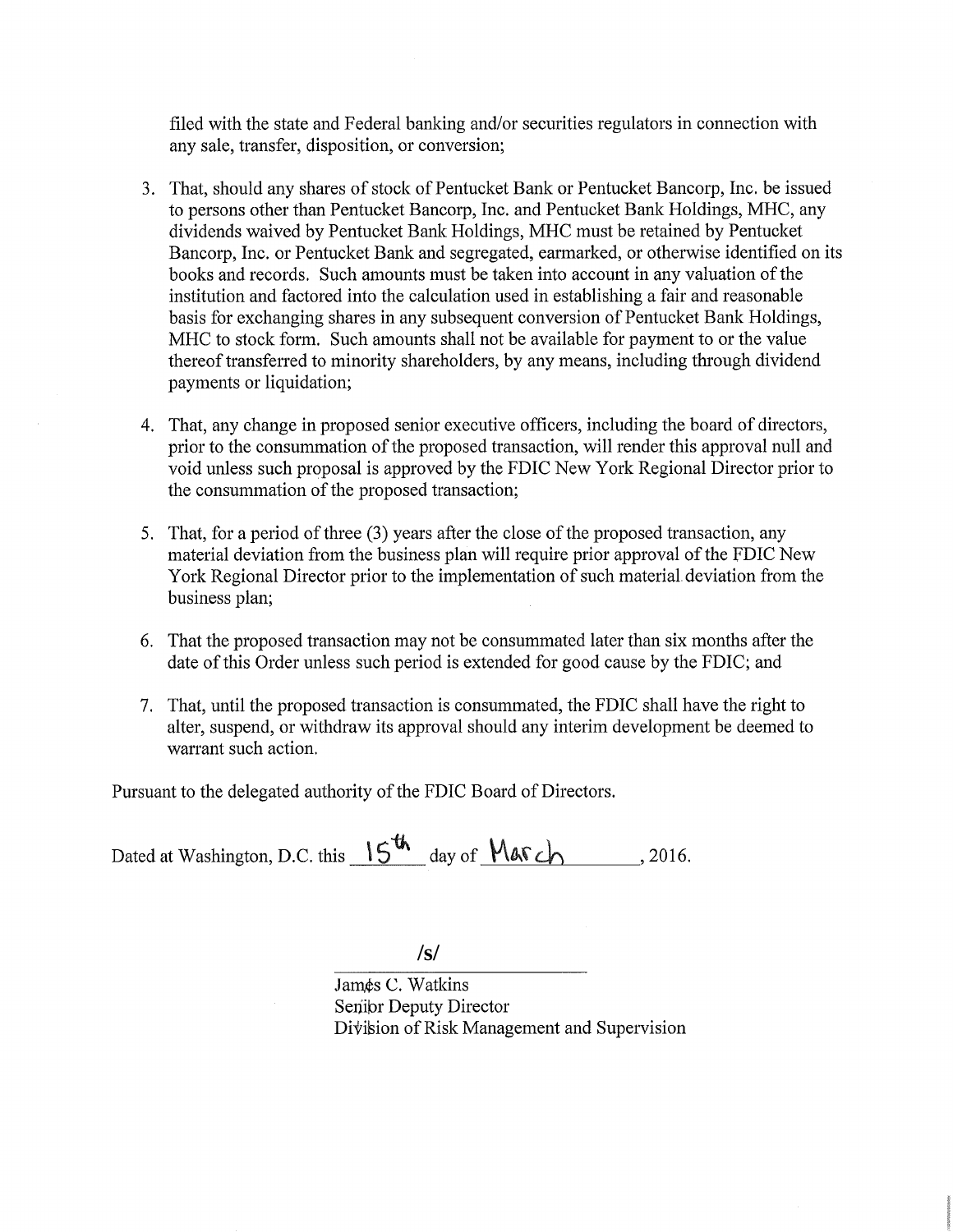filed with the state and Federal banking and/or securities regulators in connection with any sale, transfer, disposition, or conversion;

3. That, should any shares of stock of Pentucket Bank or Pentucket Bancorp, Inc. be issued to persons other than Pentucket Bancorp, Inc. and Pentucket Bank Holdings, MHC, any dividends waived by Pentucket Bank Holdings, MHC must be retained by Pentucket Bancorp, Inc. or Pentucket Bank and segregated, earmarked, or otherwise identified on its books and records. Such amounts must be taken into account in any valuation of the institution and factored into the calculation used in establishing a fair and reasonable basis for exchanging shares in any subsequent conversion of Pentucket Bank Holdings, MHC to stock form. Such amounts shall not be available for payment to or the value thereof transferred to minority shareholders, by any means, including through dividend payments or liquidation;

4. That, any change in proposed senior executive officers, including the board of directors, prior to the consummation of the proposed transaction, will render this approval null and void unless such proposal is approved by the FDIC New York Regional Director prior to the consummation of the proposed transaction;

5. That, for a period of three (3) years after the close of the proposed transaction, any material deviation from the business plan will require prior approval of the FDIC New York Regional Director prior to the implementation of such material deviation from the business plan;

6. That the proposed transaction may not be consummated later than six months after the date of this Order unless such period is extended for good cause by the FDIC; and

7. That, until the proposed transaction is consummated, the FDIC shall have the right to alter, suspend, or withdraw its approval should any interim development be deemed to warrant such action.

Pursuant to the delegated authority of the FDIC Board of Directors.

Dated at Washington, D.C. this 15th day of March, 2016.

/s/

James C. Watkins
Senior Deputy Director
Division of Risk Management and Supervision